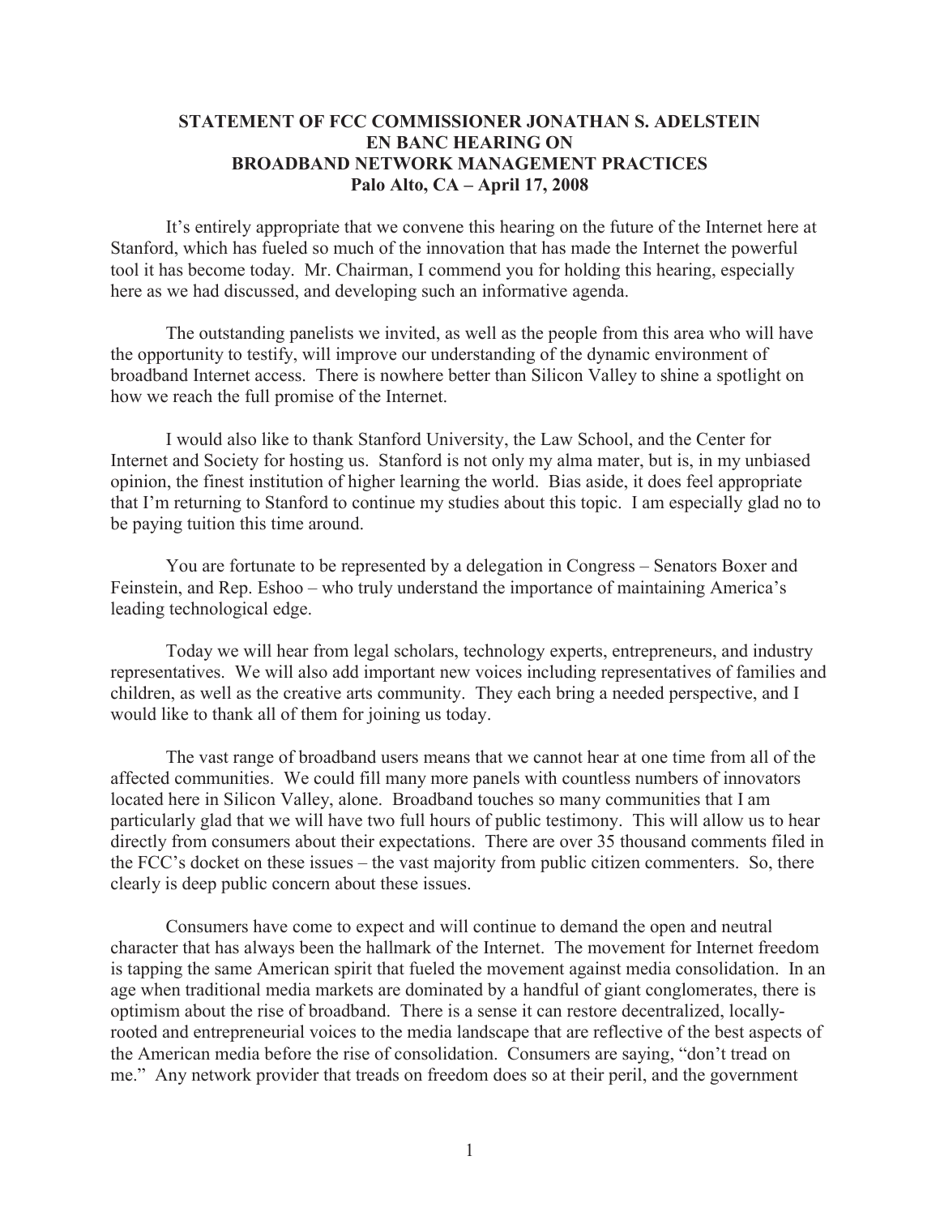# STATEMENT OF FCC COMMISSIONER JONATHAN S. ADELSTEIN
## EN BANC HEARING ON
## BROADBAND NETWORK MANAGEMENT PRACTICES
### Palo Alto, CA – April 17, 2008

It's entirely appropriate that we convene this hearing on the future of the Internet here at Stanford, which has fueled so much of the innovation that has made the Internet the powerful tool it has become today. Mr. Chairman, I commend you for holding this hearing, especially here as we had discussed, and developing such an informative agenda.

The outstanding panelists we invited, as well as the people from this area who will have the opportunity to testify, will improve our understanding of the dynamic environment of broadband Internet access. There is nowhere better than Silicon Valley to shine a spotlight on how we reach the full promise of the Internet.

I would also like to thank Stanford University, the Law School, and the Center for Internet and Society for hosting us. Stanford is not only my alma mater, but is, in my unbiased opinion, the finest institution of higher learning the world. Bias aside, it does feel appropriate that I'm returning to Stanford to continue my studies about this topic. I am especially glad no to be paying tuition this time around.

You are fortunate to be represented by a delegation in Congress – Senators Boxer and Feinstein, and Rep. Eshoo – who truly understand the importance of maintaining America's leading technological edge.

Today we will hear from legal scholars, technology experts, entrepreneurs, and industry representatives. We will also add important new voices including representatives of families and children, as well as the creative arts community. They each bring a needed perspective, and I would like to thank all of them for joining us today.

The vast range of broadband users means that we cannot hear at one time from all of the affected communities. We could fill many more panels with countless numbers of innovators located here in Silicon Valley, alone. Broadband touches so many communities that I am particularly glad that we will have two full hours of public testimony. This will allow us to hear directly from consumers about their expectations. There are over 35 thousand comments filed in the FCC's docket on these issues – the vast majority from public citizen commenters. So, there clearly is deep public concern about these issues.

Consumers have come to expect and will continue to demand the open and neutral character that has always been the hallmark of the Internet. The movement for Internet freedom is tapping the same American spirit that fueled the movement against media consolidation. In an age when traditional media markets are dominated by a handful of giant conglomerates, there is optimism about the rise of broadband. There is a sense it can restore decentralized, locally-rooted and entrepreneurial voices to the media landscape that are reflective of the best aspects of the American media before the rise of consolidation. Consumers are saying, "don't tread on me." Any network provider that treads on freedom does so at their peril, and the government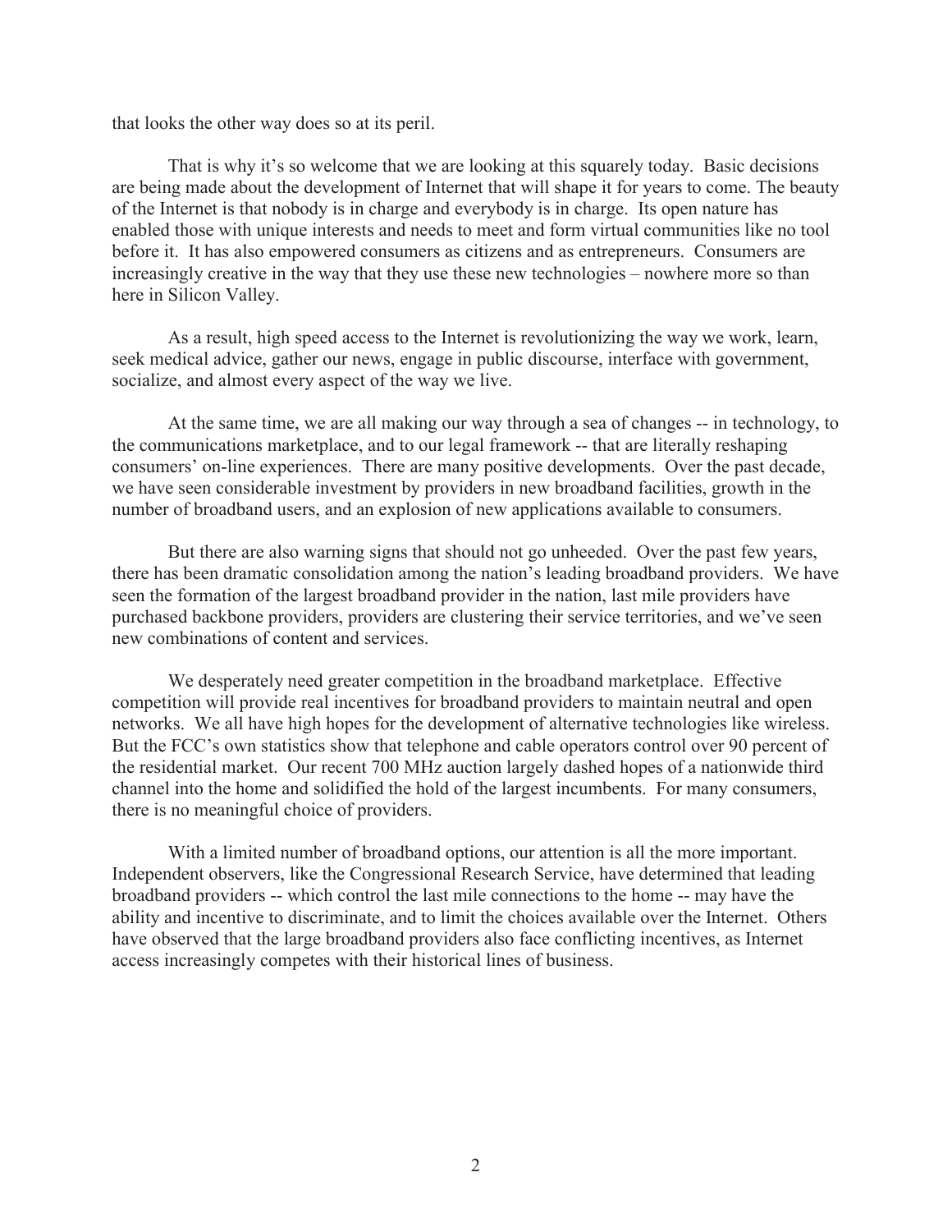that looks the other way does so at its peril.

That is why it's so welcome that we are looking at this squarely today. Basic decisions are being made about the development of Internet that will shape it for years to come. The beauty of the Internet is that nobody is in charge and everybody is in charge. Its open nature has enabled those with unique interests and needs to meet and form virtual communities like no tool before it. It has also empowered consumers as citizens and as entrepreneurs. Consumers are increasingly creative in the way that they use these new technologies – nowhere more so than here in Silicon Valley.

As a result, high speed access to the Internet is revolutionizing the way we work, learn, seek medical advice, gather our news, engage in public discourse, interface with government, socialize, and almost every aspect of the way we live.

At the same time, we are all making our way through a sea of changes -- in technology, to the communications marketplace, and to our legal framework -- that are literally reshaping consumers' on-line experiences. There are many positive developments. Over the past decade, we have seen considerable investment by providers in new broadband facilities, growth in the number of broadband users, and an explosion of new applications available to consumers.

But there are also warning signs that should not go unheeded. Over the past few years, there has been dramatic consolidation among the nation's leading broadband providers. We have seen the formation of the largest broadband provider in the nation, last mile providers have purchased backbone providers, providers are clustering their service territories, and we've seen new combinations of content and services.

We desperately need greater competition in the broadband marketplace. Effective competition will provide real incentives for broadband providers to maintain neutral and open networks. We all have high hopes for the development of alternative technologies like wireless. But the FCC's own statistics show that telephone and cable operators control over 90 percent of the residential market. Our recent 700 MHz auction largely dashed hopes of a nationwide third channel into the home and solidified the hold of the largest incumbents. For many consumers, there is no meaningful choice of providers.

With a limited number of broadband options, our attention is all the more important. Independent observers, like the Congressional Research Service, have determined that leading broadband providers -- which control the last mile connections to the home -- may have the ability and incentive to discriminate, and to limit the choices available over the Internet. Others have observed that the large broadband providers also face conflicting incentives, as Internet access increasingly competes with their historical lines of business.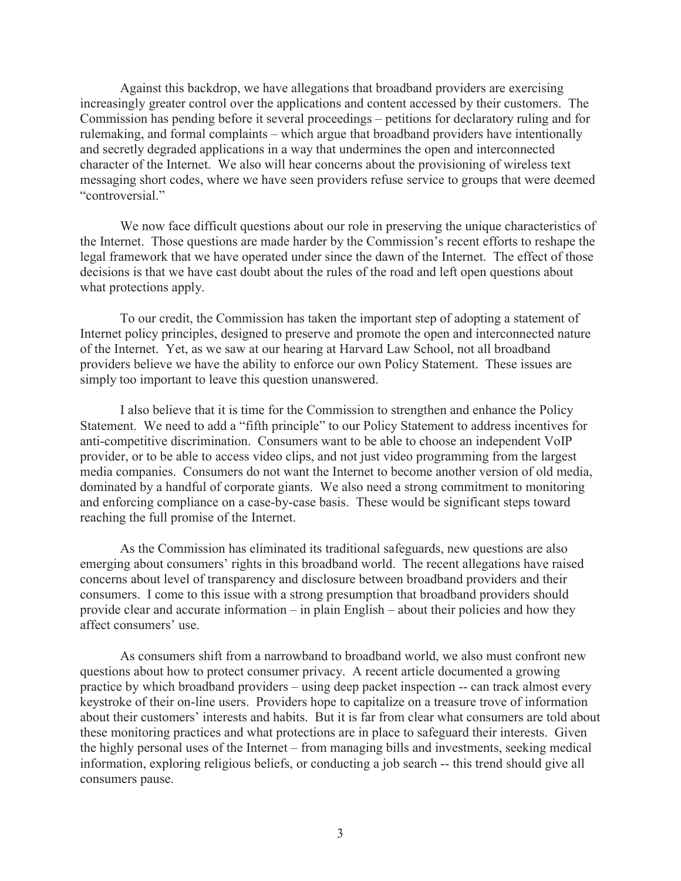Against this backdrop, we have allegations that broadband providers are exercising increasingly greater control over the applications and content accessed by their customers. The Commission has pending before it several proceedings – petitions for declaratory ruling and for rulemaking, and formal complaints – which argue that broadband providers have intentionally and secretly degraded applications in a way that undermines the open and interconnected character of the Internet. We also will hear concerns about the provisioning of wireless text messaging short codes, where we have seen providers refuse service to groups that were deemed "controversial."

We now face difficult questions about our role in preserving the unique characteristics of the Internet. Those questions are made harder by the Commission's recent efforts to reshape the legal framework that we have operated under since the dawn of the Internet. The effect of those decisions is that we have cast doubt about the rules of the road and left open questions about what protections apply.

To our credit, the Commission has taken the important step of adopting a statement of Internet policy principles, designed to preserve and promote the open and interconnected nature of the Internet. Yet, as we saw at our hearing at Harvard Law School, not all broadband providers believe we have the ability to enforce our own Policy Statement. These issues are simply too important to leave this question unanswered.

I also believe that it is time for the Commission to strengthen and enhance the Policy Statement. We need to add a "fifth principle" to our Policy Statement to address incentives for anti-competitive discrimination. Consumers want to be able to choose an independent VoIP provider, or to be able to access video clips, and not just video programming from the largest media companies. Consumers do not want the Internet to become another version of old media, dominated by a handful of corporate giants. We also need a strong commitment to monitoring and enforcing compliance on a case-by-case basis. These would be significant steps toward reaching the full promise of the Internet.

As the Commission has eliminated its traditional safeguards, new questions are also emerging about consumers' rights in this broadband world. The recent allegations have raised concerns about level of transparency and disclosure between broadband providers and their consumers. I come to this issue with a strong presumption that broadband providers should provide clear and accurate information – in plain English – about their policies and how they affect consumers' use.

As consumers shift from a narrowband to broadband world, we also must confront new questions about how to protect consumer privacy. A recent article documented a growing practice by which broadband providers – using deep packet inspection -- can track almost every keystroke of their on-line users. Providers hope to capitalize on a treasure trove of information about their customers' interests and habits. But it is far from clear what consumers are told about these monitoring practices and what protections are in place to safeguard their interests. Given the highly personal uses of the Internet – from managing bills and investments, seeking medical information, exploring religious beliefs, or conducting a job search -- this trend should give all consumers pause.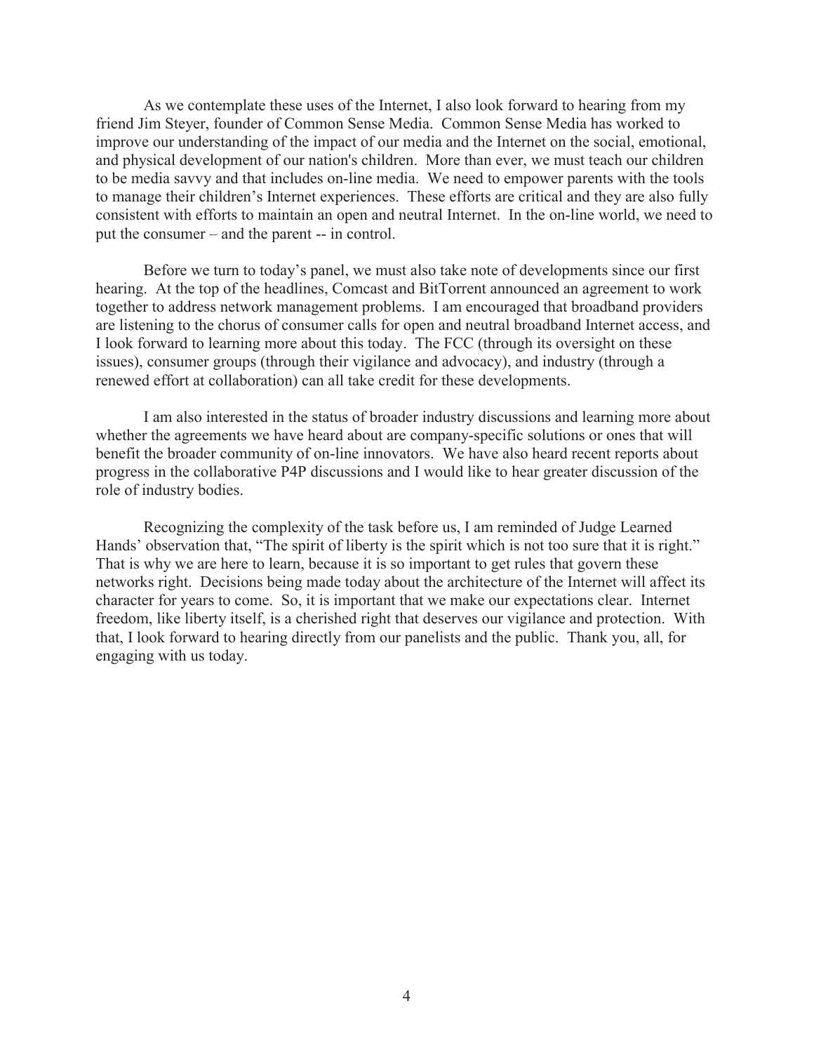As we contemplate these uses of the Internet, I also look forward to hearing from my friend Jim Steyer, founder of Common Sense Media. Common Sense Media has worked to improve our understanding of the impact of our media and the Internet on the social, emotional, and physical development of our nation's children. More than ever, we must teach our children to be media savvy and that includes on-line media. We need to empower parents with the tools to manage their children's Internet experiences. These efforts are critical and they are also fully consistent with efforts to maintain an open and neutral Internet. In the on-line world, we need to put the consumer – and the parent -- in control.

Before we turn to today's panel, we must also take note of developments since our first hearing. At the top of the headlines, Comcast and BitTorrent announced an agreement to work together to address network management problems. I am encouraged that broadband providers are listening to the chorus of consumer calls for open and neutral broadband Internet access, and I look forward to learning more about this today. The FCC (through its oversight on these issues), consumer groups (through their vigilance and advocacy), and industry (through a renewed effort at collaboration) can all take credit for these developments.

I am also interested in the status of broader industry discussions and learning more about whether the agreements we have heard about are company-specific solutions or ones that will benefit the broader community of on-line innovators. We have also heard recent reports about progress in the collaborative P4P discussions and I would like to hear greater discussion of the role of industry bodies.

Recognizing the complexity of the task before us, I am reminded of Judge Learned Hands' observation that, "The spirit of liberty is the spirit which is not too sure that it is right." That is why we are here to learn, because it is so important to get rules that govern these networks right. Decisions being made today about the architecture of the Internet will affect its character for years to come. So, it is important that we make our expectations clear. Internet freedom, like liberty itself, is a cherished right that deserves our vigilance and protection. With that, I look forward to hearing directly from our panelists and the public. Thank you, all, for engaging with us today.